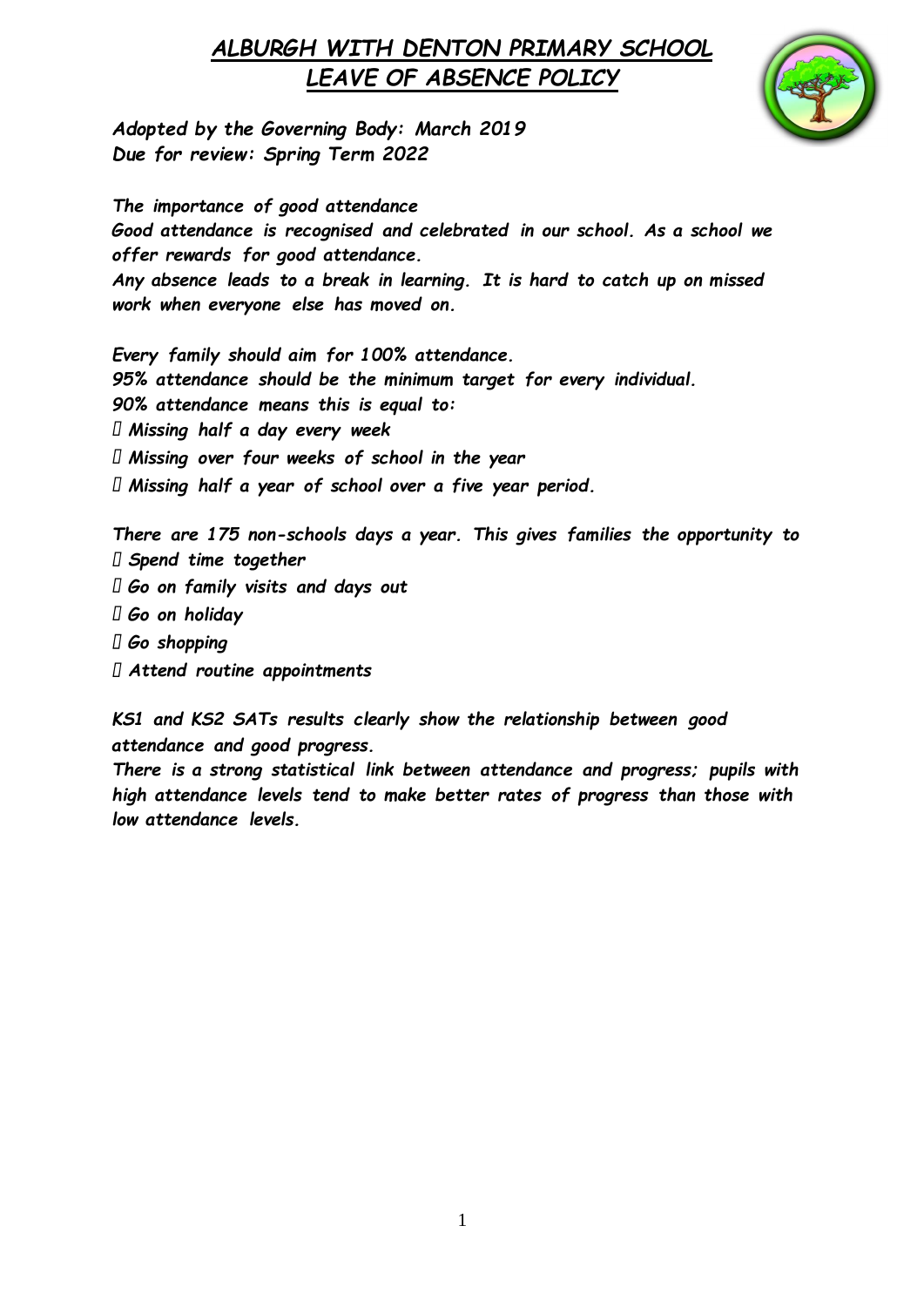# *ALBURGH WITH DENTON PRIMARY SCHOOL*
# *LEAVE OF ABSENCE POLICY*

***Adopted by the Governing Body: March 2019***
***Due for review: Spring Term 2022***

***The importance of good attendance***
***Good attendance is recognised and celebrated in our school. As a school we offer rewards for good attendance.***
***Any absence leads to a break in learning. It is hard to catch up on missed work when everyone else has moved on.***

***Every family should aim for 100% attendance.***
***95% attendance should be the minimum target for every individual.***
***90% attendance means this is equal to:***

- ***Missing half a day every week***
- ***Missing over four weeks of school in the year***
- ***Missing half a year of school over a five year period.***

***There are 175 non-schools days a year. This gives families the opportunity to***

- ***Spend time together***
- ***Go on family visits and days out***
- ***Go on holiday***
- ***Go shopping***
- ***Attend routine appointments***

***KS1 and KS2 SATs results clearly show the relationship between good attendance and good progress.***
***There is a strong statistical link between attendance and progress; pupils with high attendance levels tend to make better rates of progress than those with low attendance levels.***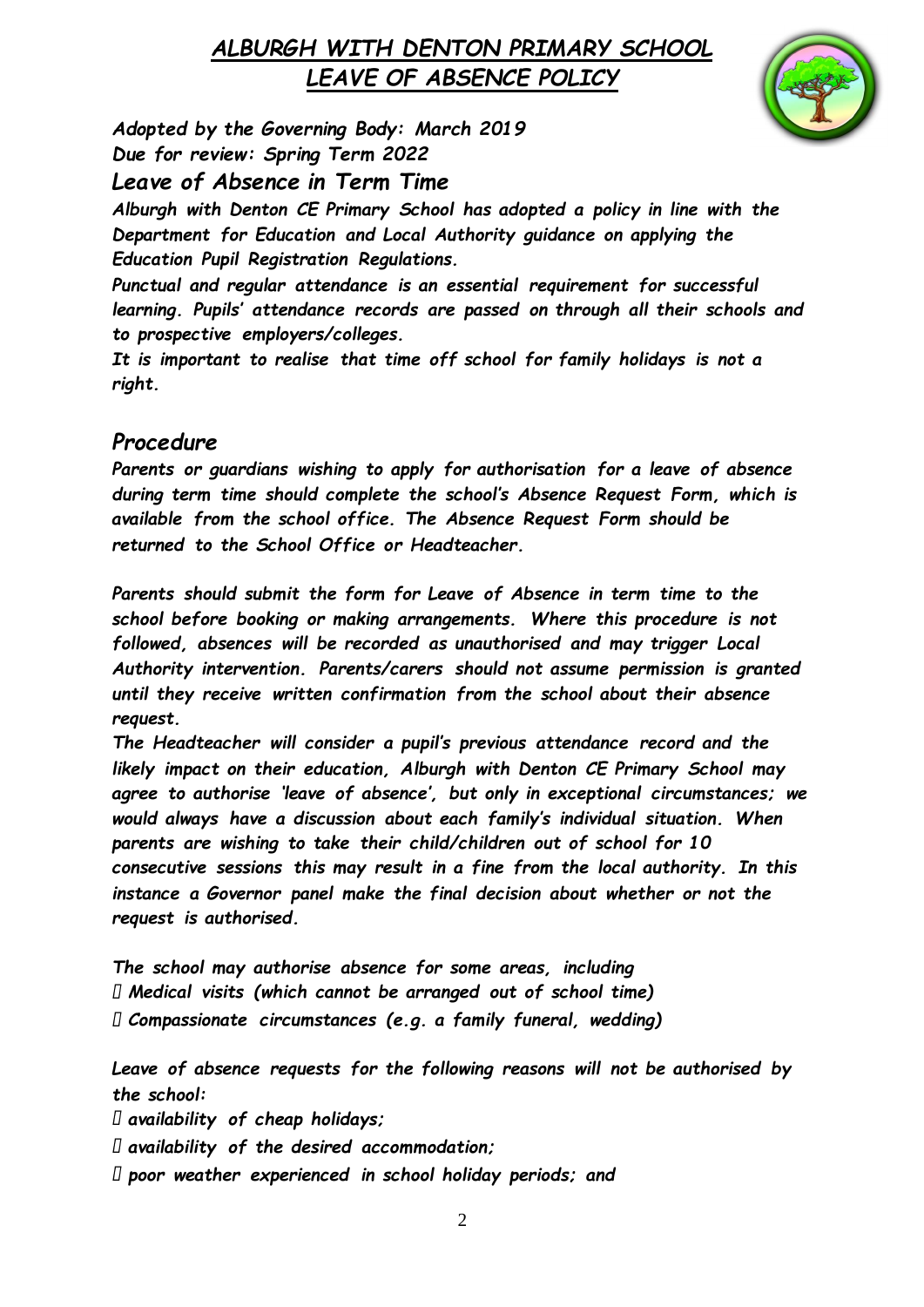# *ALBURGH WITH DENTON PRIMARY SCHOOL*
# *LEAVE OF ABSENCE POLICY*

***Adopted by the Governing Body: March 2019***
***Due for review: Spring Term 2022***

## *Leave of Absence in Term Time*

***Alburgh with Denton CE Primary School has adopted a policy in line with the Department for Education and Local Authority guidance on applying the Education Pupil Registration Regulations.***

***Punctual and regular attendance is an essential requirement for successful learning. Pupils' attendance records are passed on through all their schools and to prospective employers/colleges.***

***It is important to realise that time off school for family holidays is not a right.***

## *Procedure*

***Parents or guardians wishing to apply for authorisation for a leave of absence during term time should complete the school's Absence Request Form, which is available from the school office. The Absence Request Form should be returned to the School Office or Headteacher.***

***Parents should submit the form for Leave of Absence in term time to the school before booking or making arrangements. Where this procedure is not followed, absences will be recorded as unauthorised and may trigger Local Authority intervention. Parents/carers should not assume permission is granted until they receive written confirmation from the school about their absence request.***

***The Headteacher will consider a pupil's previous attendance record and the likely impact on their education, Alburgh with Denton CE Primary School may agree to authorise 'leave of absence', but only in exceptional circumstances; we would always have a discussion about each family's individual situation. When parents are wishing to take their child/children out of school for 10 consecutive sessions this may result in a fine from the local authority. In this instance a Governor panel make the final decision about whether or not the request is authorised.***

***The school may authorise absence for some areas, including***

- ***Medical visits (which cannot be arranged out of school time)***
- ***Compassionate circumstances (e.g. a family funeral, wedding)***

***Leave of absence requests for the following reasons will not be authorised by the school:***

- ***availability of cheap holidays;***
- ***availability of the desired accommodation;***
- ***poor weather experienced in school holiday periods; and***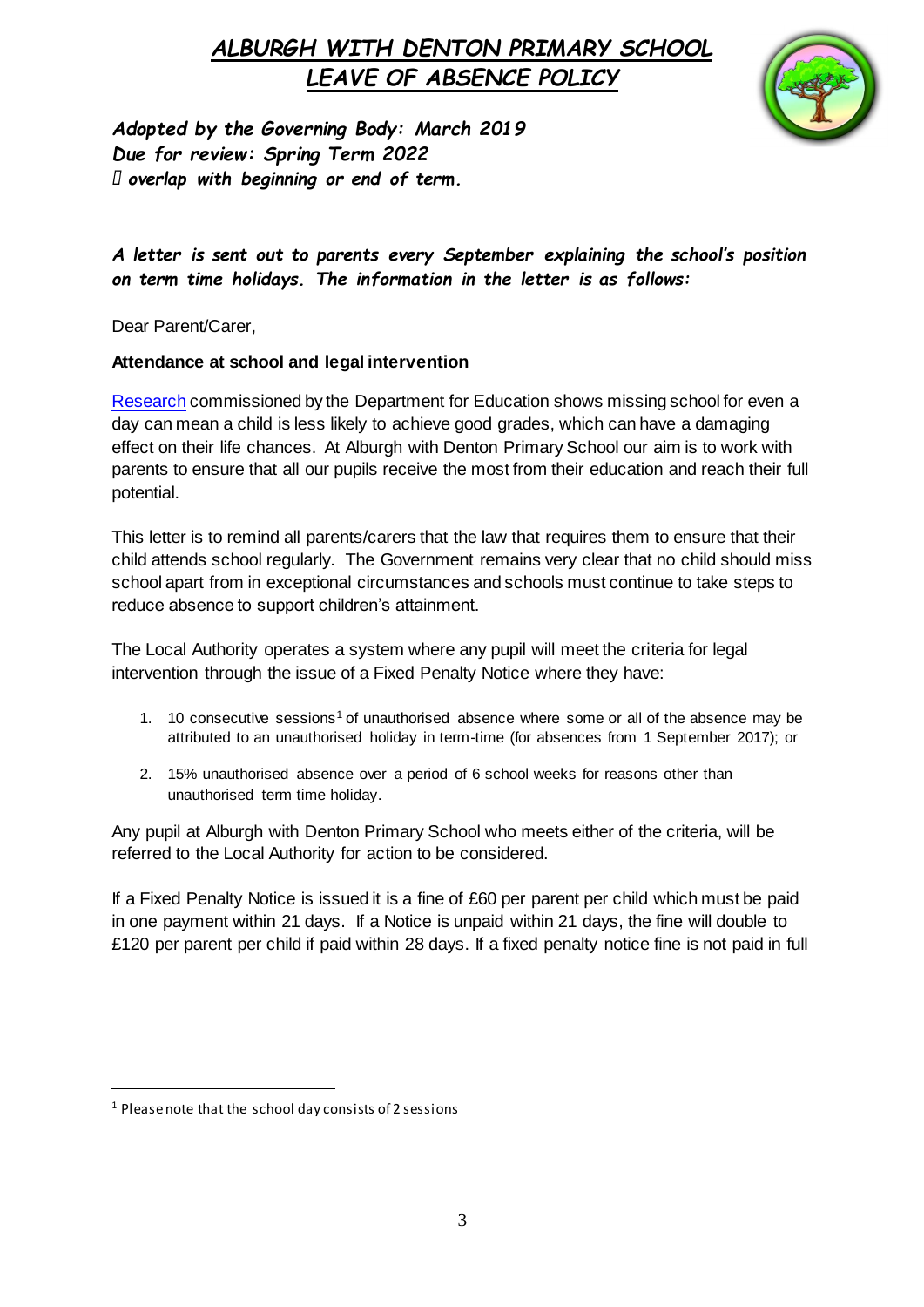# *ALBURGH WITH DENTON PRIMARY SCHOOL*
# *LEAVE OF ABSENCE POLICY*

***Adopted by the Governing Body: March 2019***
***Due for review: Spring Term 2022***
*** overlap with beginning or end of term.***

***A letter is sent out to parents every September explaining the school's position on term time holidays. The information in the letter is as follows:***

Dear Parent/Carer,

**Attendance at school and legal intervention**

Research commissioned by the Department for Education shows missing school for even a day can mean a child is less likely to achieve good grades, which can have a damaging effect on their life chances. At Alburgh with Denton Primary School our aim is to work with parents to ensure that all our pupils receive the most from their education and reach their full potential.

This letter is to remind all parents/carers that the law that requires them to ensure that their child attends school regularly. The Government remains very clear that no child should miss school apart from in exceptional circumstances and schools must continue to take steps to reduce absence to support children's attainment.

The Local Authority operates a system where any pupil will meet the criteria for legal intervention through the issue of a Fixed Penalty Notice where they have:

1. 10 consecutive sessions[1] of unauthorised absence where some or all of the absence may be attributed to an unauthorised holiday in term-time (for absences from 1 September 2017); or
2. 15% unauthorised absence over a period of 6 school weeks for reasons other than unauthorised term time holiday.

Any pupil at Alburgh with Denton Primary School who meets either of the criteria, will be referred to the Local Authority for action to be considered.

If a Fixed Penalty Notice is issued it is a fine of £60 per parent per child which must be paid in one payment within 21 days. If a Notice is unpaid within 21 days, the fine will double to £120 per parent per child if paid within 28 days. If a fixed penalty notice fine is not paid in full

[1] Please note that the school day consists of 2 sessions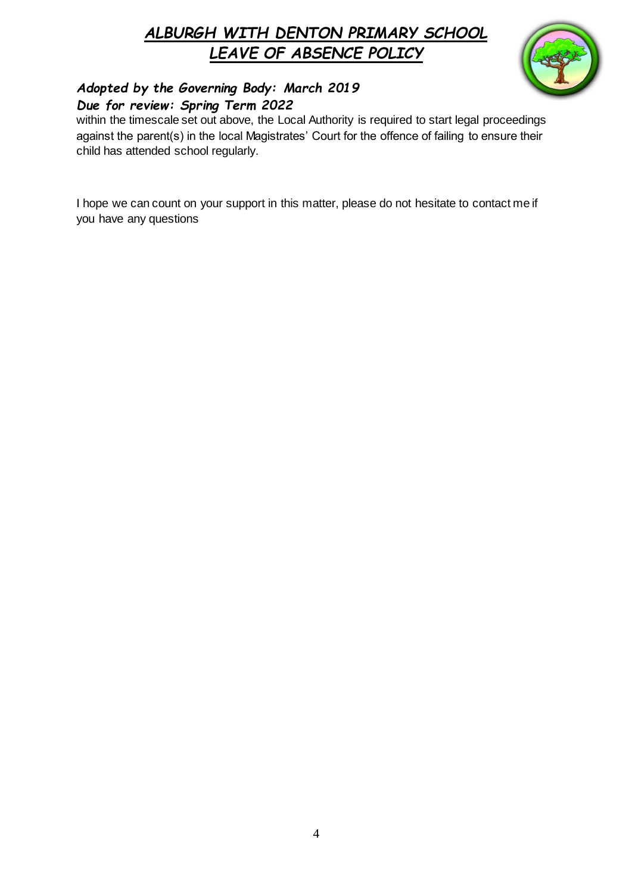within the timescale set out above, the Local Authority is required to start legal proceedings against the parent(s) in the local Magistrates' Court for the offence of failing to ensure their child has attended school regularly.

I hope we can count on your support in this matter, please do not hesitate to contact me if you have any questions